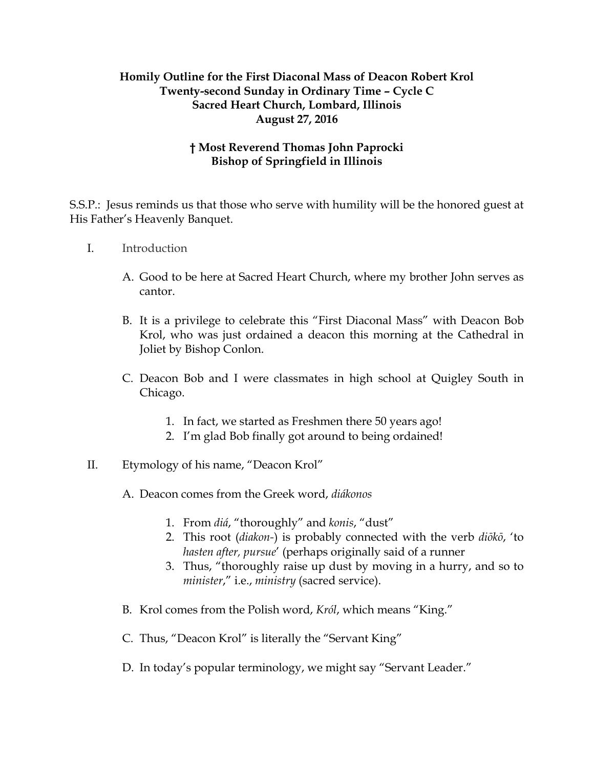**Homily Outline for the First Diaconal Mass of Deacon Robert Krol**
**Twenty-second Sunday in Ordinary Time – Cycle C**
**Sacred Heart Church, Lombard, Illinois**
**August 27, 2016**

**† Most Reverend Thomas John Paprocki**
**Bishop of Springfield in Illinois**

S.S.P.: Jesus reminds us that those who serve with humility will be the honored guest at His Father's Heavenly Banquet.

I. Introduction

   A. Good to be here at Sacred Heart Church, where my brother John serves as cantor.

   B. It is a privilege to celebrate this "First Diaconal Mass" with Deacon Bob Krol, who was just ordained a deacon this morning at the Cathedral in Joliet by Bishop Conlon.

   C. Deacon Bob and I were classmates in high school at Quigley South in Chicago.

      1. In fact, we started as Freshmen there 50 years ago!
      2. I'm glad Bob finally got around to being ordained!

II. Etymology of his name, "Deacon Krol"

   A. Deacon comes from the Greek word, *diákonos*

      1. From *diá*, "thoroughly" and *konis*, "dust"
      2. This root (*diakon-*) is probably connected with the verb *diōkō*, 'to *hasten after, pursue*' (perhaps originally said of a runner
      3. Thus, "thoroughly raise up dust by moving in a hurry, and so to *minister*," i.e., *ministry* (sacred service).

   B. Krol comes from the Polish word, *Król*, which means "King."

   C. Thus, "Deacon Krol" is literally the "Servant King"

   D. In today's popular terminology, we might say "Servant Leader."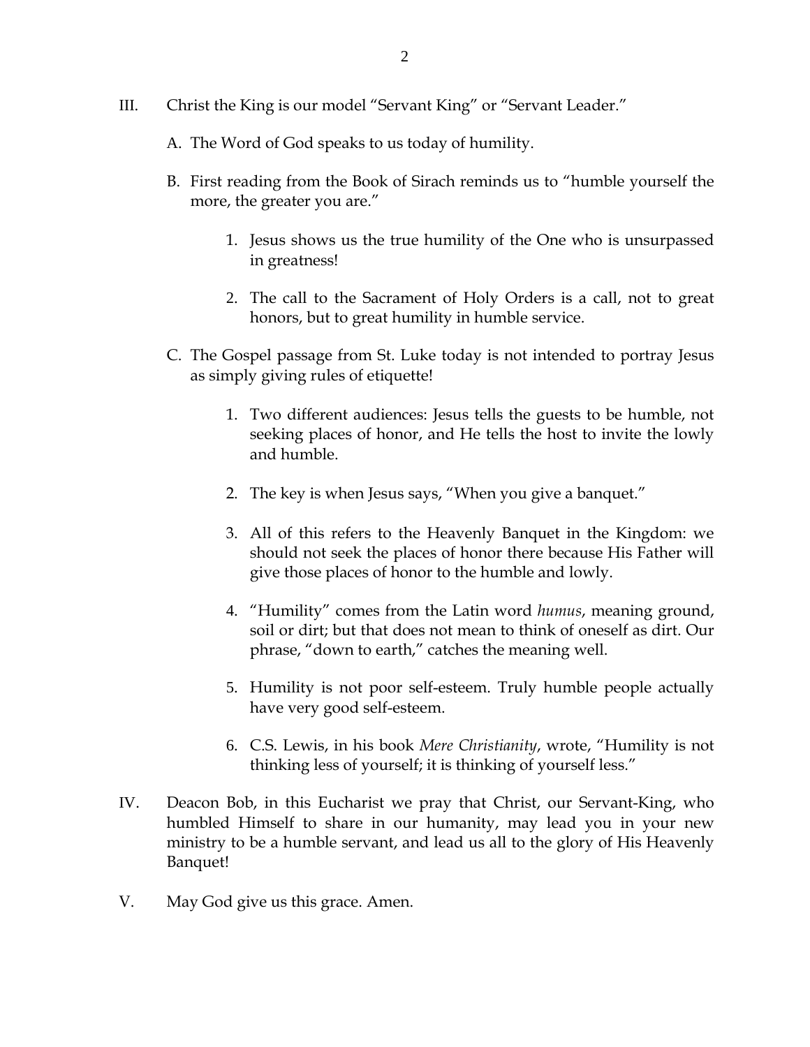III. Christ the King is our model "Servant King" or "Servant Leader."

   A. The Word of God speaks to us today of humility.

   B. First reading from the Book of Sirach reminds us to "humble yourself the more, the greater you are."

      1. Jesus shows us the true humility of the One who is unsurpassed in greatness!

      2. The call to the Sacrament of Holy Orders is a call, not to great honors, but to great humility in humble service.

   C. The Gospel passage from St. Luke today is not intended to portray Jesus as simply giving rules of etiquette!

      1. Two different audiences: Jesus tells the guests to be humble, not seeking places of honor, and He tells the host to invite the lowly and humble.

      2. The key is when Jesus says, "When you give a banquet."

      3. All of this refers to the Heavenly Banquet in the Kingdom: we should not seek the places of honor there because His Father will give those places of honor to the humble and lowly.

      4. "Humility" comes from the Latin word *humus*, meaning ground, soil or dirt; but that does not mean to think of oneself as dirt. Our phrase, "down to earth," catches the meaning well.

      5. Humility is not poor self-esteem. Truly humble people actually have very good self-esteem.

      6. C.S. Lewis, in his book *Mere Christianity*, wrote, "Humility is not thinking less of yourself; it is thinking of yourself less."

IV. Deacon Bob, in this Eucharist we pray that Christ, our Servant-King, who humbled Himself to share in our humanity, may lead you in your new ministry to be a humble servant, and lead us all to the glory of His Heavenly Banquet!

V. May God give us this grace. Amen.